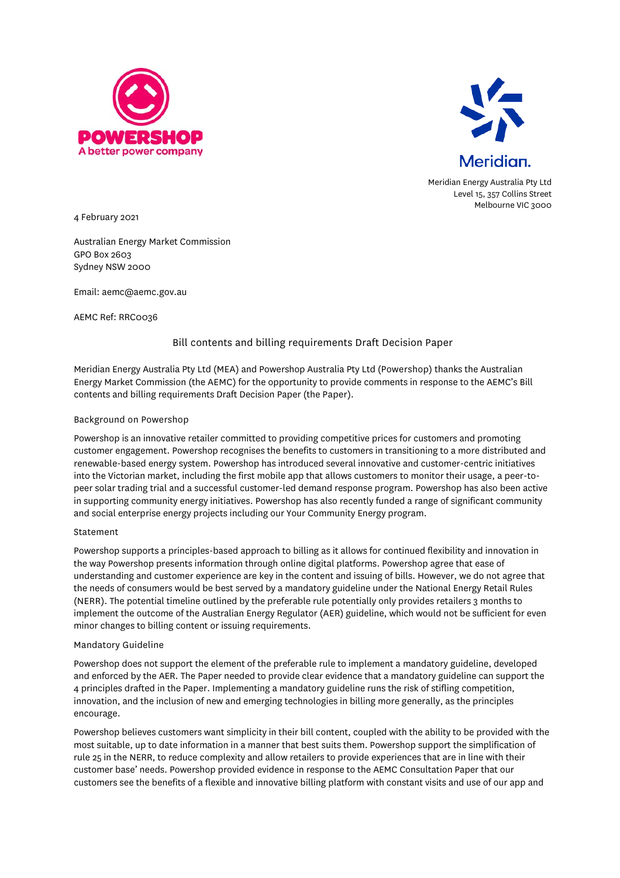POWERSHOP
A better power company

Meridian.

Meridian Energy Australia Pty Ltd
Level 15, 357 Collins Street
Melbourne VIC 3000

4 February 2021

Australian Energy Market Commission
GPO Box 2603
Sydney NSW 2000

Email: aemc@aemc.gov.au

AEMC Ref: RRC0036

## Bill contents and billing requirements Draft Decision Paper

Meridian Energy Australia Pty Ltd (MEA) and Powershop Australia Pty Ltd (Powershop) thanks the Australian Energy Market Commission (the AEMC) for the opportunity to provide comments in response to the AEMC's Bill contents and billing requirements Draft Decision Paper (the Paper).

### Background on Powershop

Powershop is an innovative retailer committed to providing competitive prices for customers and promoting customer engagement. Powershop recognises the benefits to customers in transitioning to a more distributed and renewable-based energy system. Powershop has introduced several innovative and customer-centric initiatives into the Victorian market, including the first mobile app that allows customers to monitor their usage, a peer-to-peer solar trading trial and a successful customer-led demand response program. Powershop has also been active in supporting community energy initiatives. Powershop has also recently funded a range of significant community and social enterprise energy projects including our Your Community Energy program.

### Statement

Powershop supports a principles-based approach to billing as it allows for continued flexibility and innovation in the way Powershop presents information through online digital platforms. Powershop agree that ease of understanding and customer experience are key in the content and issuing of bills. However, we do not agree that the needs of consumers would be best served by a mandatory guideline under the National Energy Retail Rules (NERR). The potential timeline outlined by the preferable rule potentially only provides retailers 3 months to implement the outcome of the Australian Energy Regulator (AER) guideline, which would not be sufficient for even minor changes to billing content or issuing requirements.

### Mandatory Guideline

Powershop does not support the element of the preferable rule to implement a mandatory guideline, developed and enforced by the AER. The Paper needed to provide clear evidence that a mandatory guideline can support the 4 principles drafted in the Paper. Implementing a mandatory guideline runs the risk of stifling competition, innovation, and the inclusion of new and emerging technologies in billing more generally, as the principles encourage.

Powershop believes customers want simplicity in their bill content, coupled with the ability to be provided with the most suitable, up to date information in a manner that best suits them. Powershop support the simplification of rule 25 in the NERR, to reduce complexity and allow retailers to provide experiences that are in line with their customer base' needs. Powershop provided evidence in response to the AEMC Consultation Paper that our customers see the benefits of a flexible and innovative billing platform with constant visits and use of our app and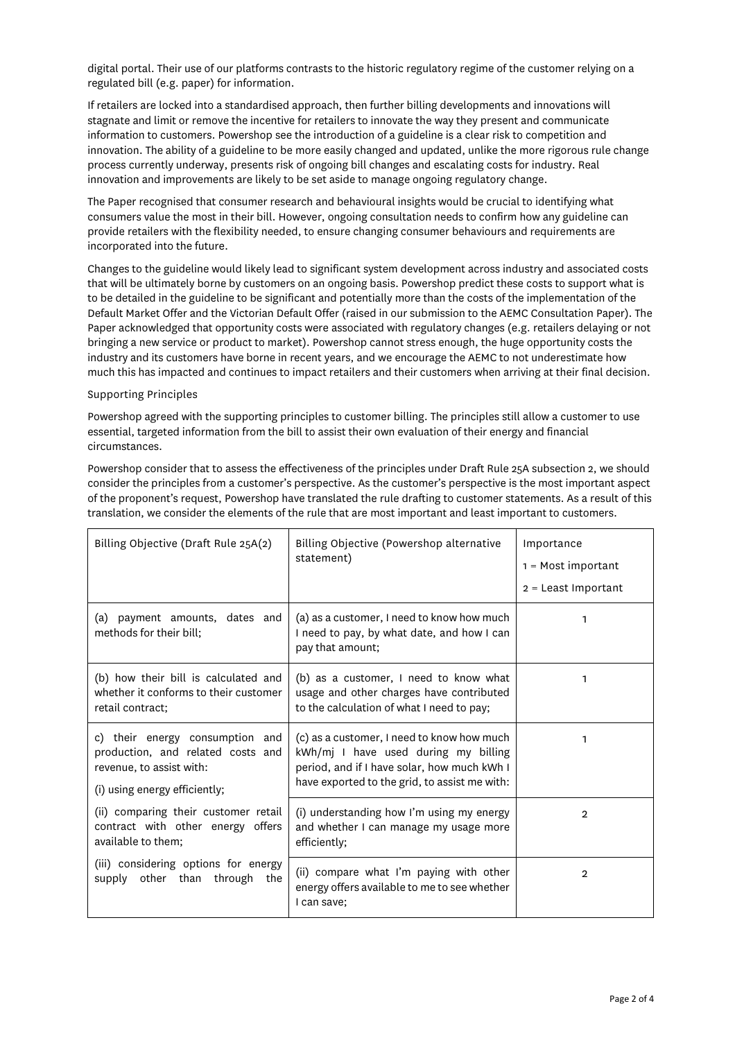digital portal. Their use of our platforms contrasts to the historic regulatory regime of the customer relying on a regulated bill (e.g. paper) for information.

If retailers are locked into a standardised approach, then further billing developments and innovations will stagnate and limit or remove the incentive for retailers to innovate the way they present and communicate information to customers. Powershop see the introduction of a guideline is a clear risk to competition and innovation. The ability of a guideline to be more easily changed and updated, unlike the more rigorous rule change process currently underway, presents risk of ongoing bill changes and escalating costs for industry. Real innovation and improvements are likely to be set aside to manage ongoing regulatory change.

The Paper recognised that consumer research and behavioural insights would be crucial to identifying what consumers value the most in their bill. However, ongoing consultation needs to confirm how any guideline can provide retailers with the flexibility needed, to ensure changing consumer behaviours and requirements are incorporated into the future.

Changes to the guideline would likely lead to significant system development across industry and associated costs that will be ultimately borne by customers on an ongoing basis. Powershop predict these costs to support what is to be detailed in the guideline to be significant and potentially more than the costs of the implementation of the Default Market Offer and the Victorian Default Offer (raised in our submission to the AEMC Consultation Paper). The Paper acknowledged that opportunity costs were associated with regulatory changes (e.g. retailers delaying or not bringing a new service or product to market). Powershop cannot stress enough, the huge opportunity costs the industry and its customers have borne in recent years, and we encourage the AEMC to not underestimate how much this has impacted and continues to impact retailers and their customers when arriving at their final decision.

Supporting Principles

Powershop agreed with the supporting principles to customer billing. The principles still allow a customer to use essential, targeted information from the bill to assist their own evaluation of their energy and financial circumstances.

Powershop consider that to assess the effectiveness of the principles under Draft Rule 25A subsection 2, we should consider the principles from a customer's perspective. As the customer's perspective is the most important aspect of the proponent's request, Powershop have translated the rule drafting to customer statements. As a result of this translation, we consider the elements of the rule that are most important and least important to customers.

| Billing Objective (Draft Rule 25A(2) | Billing Objective (Powershop alternative statement) | Importance<br>1 = Most important<br>2 = Least Important |
|---|---|---|
| (a) payment amounts, dates and methods for their bill; | (a) as a customer, I need to know how much I need to pay, by what date, and how I can pay that amount; | 1 |
| (b) how their bill is calculated and whether it conforms to their customer retail contract; | (b) as a customer, I need to know what usage and other charges have contributed to the calculation of what I need to pay; | 1 |
| c) their energy consumption and production, and related costs and revenue, to assist with:<br>(i) using energy efficiently;<br>(ii) comparing their customer retail contract with other energy offers available to them;<br>(iii) considering options for energy supply other than through the | (c) as a customer, I need to know how much kWh/mj I have used during my billing period, and if I have solar, how much kWh I have exported to the grid, to assist me with: | 1 |
| | (i) understanding how I'm using my energy and whether I can manage my usage more efficiently; | 2 |
| | (ii) compare what I'm paying with other energy offers available to me to see whether I can save; | 2 |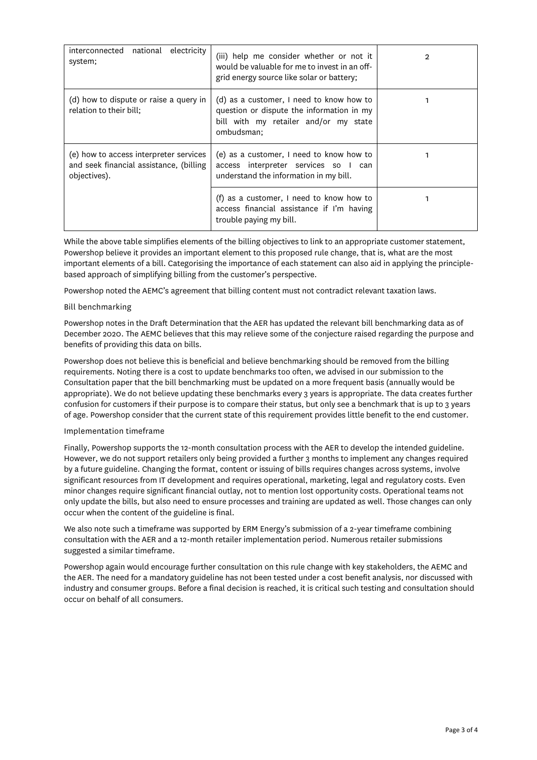| | | |
|---|---|---|
| interconnected national electricity system; | (iii) help me consider whether or not it would be valuable for me to invest in an off-grid energy source like solar or battery; | 2 |
| (d) how to dispute or raise a query in relation to their bill; | (d) as a customer, I need to know how to question or dispute the information in my bill with my retailer and/or my state ombudsman; | 1 |
| (e) how to access interpreter services and seek financial assistance, (billing objectives). | (e) as a customer, I need to know how to access interpreter services so I can understand the information in my bill. | 1 |
| | (f) as a customer, I need to know how to access financial assistance if I'm having trouble paying my bill. | 1 |

While the above table simplifies elements of the billing objectives to link to an appropriate customer statement, Powershop believe it provides an important element to this proposed rule change, that is, what are the most important elements of a bill. Categorising the importance of each statement can also aid in applying the principle-based approach of simplifying billing from the customer's perspective.

Powershop noted the AEMC's agreement that billing content must not contradict relevant taxation laws.

### Bill benchmarking

Powershop notes in the Draft Determination that the AER has updated the relevant bill benchmarking data as of December 2020. The AEMC believes that this may relieve some of the conjecture raised regarding the purpose and benefits of providing this data on bills.

Powershop does not believe this is beneficial and believe benchmarking should be removed from the billing requirements. Noting there is a cost to update benchmarks too often, we advised in our submission to the Consultation paper that the bill benchmarking must be updated on a more frequent basis (annually would be appropriate). We do not believe updating these benchmarks every 3 years is appropriate. The data creates further confusion for customers if their purpose is to compare their status, but only see a benchmark that is up to 3 years of age. Powershop consider that the current state of this requirement provides little benefit to the end customer.

### Implementation timeframe

Finally, Powershop supports the 12-month consultation process with the AER to develop the intended guideline. However, we do not support retailers only being provided a further 3 months to implement any changes required by a future guideline. Changing the format, content or issuing of bills requires changes across systems, involve significant resources from IT development and requires operational, marketing, legal and regulatory costs. Even minor changes require significant financial outlay, not to mention lost opportunity costs. Operational teams not only update the bills, but also need to ensure processes and training are updated as well. Those changes can only occur when the content of the guideline is final.

We also note such a timeframe was supported by ERM Energy's submission of a 2-year timeframe combining consultation with the AER and a 12-month retailer implementation period. Numerous retailer submissions suggested a similar timeframe.

Powershop again would encourage further consultation on this rule change with key stakeholders, the AEMC and the AER. The need for a mandatory guideline has not been tested under a cost benefit analysis, nor discussed with industry and consumer groups. Before a final decision is reached, it is critical such testing and consultation should occur on behalf of all consumers.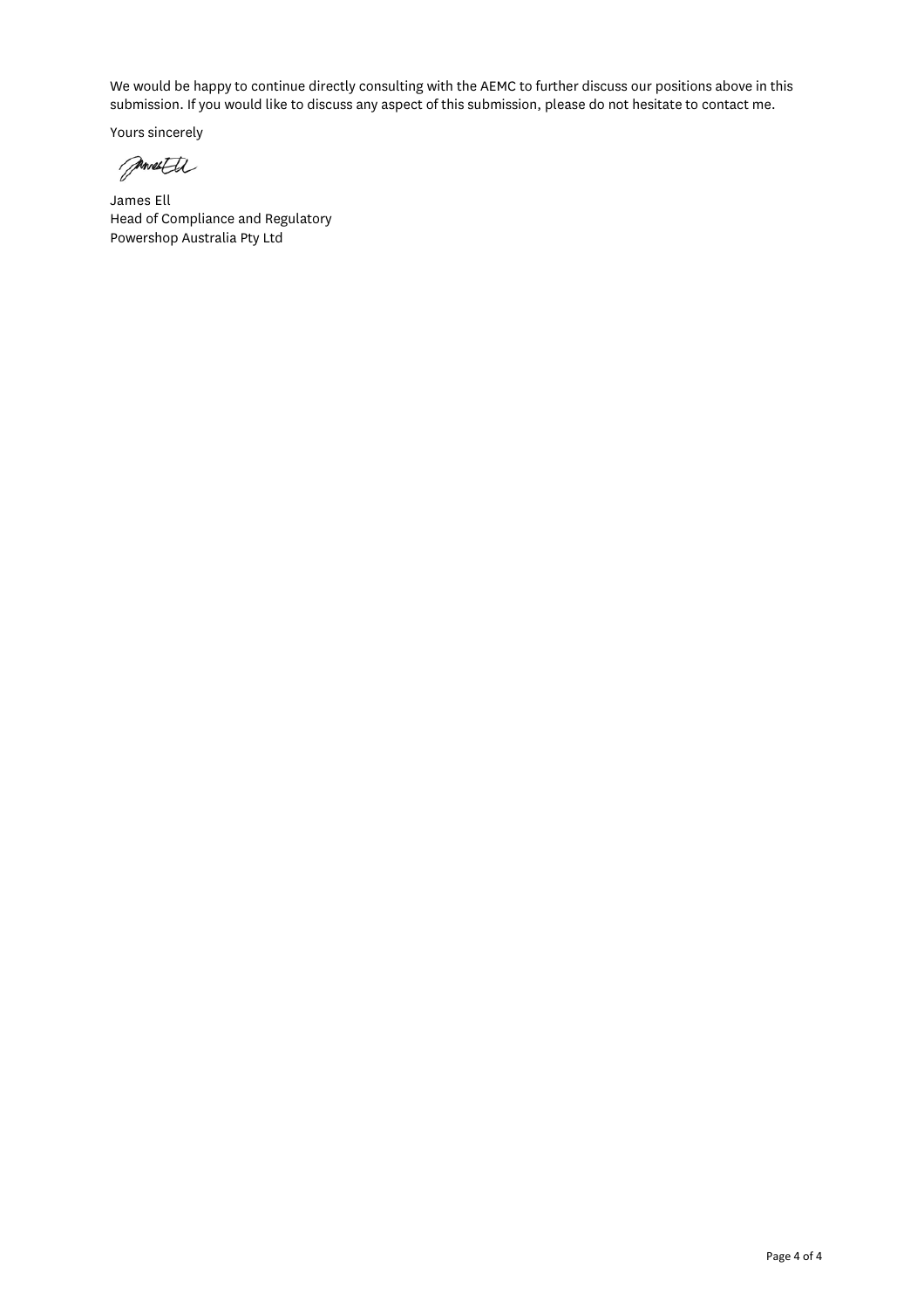We would be happy to continue directly consulting with the AEMC to further discuss our positions above in this submission. If you would like to discuss any aspect of this submission, please do not hesitate to contact me.

Yours sincerely

James Ell
Head of Compliance and Regulatory
Powershop Australia Pty Ltd